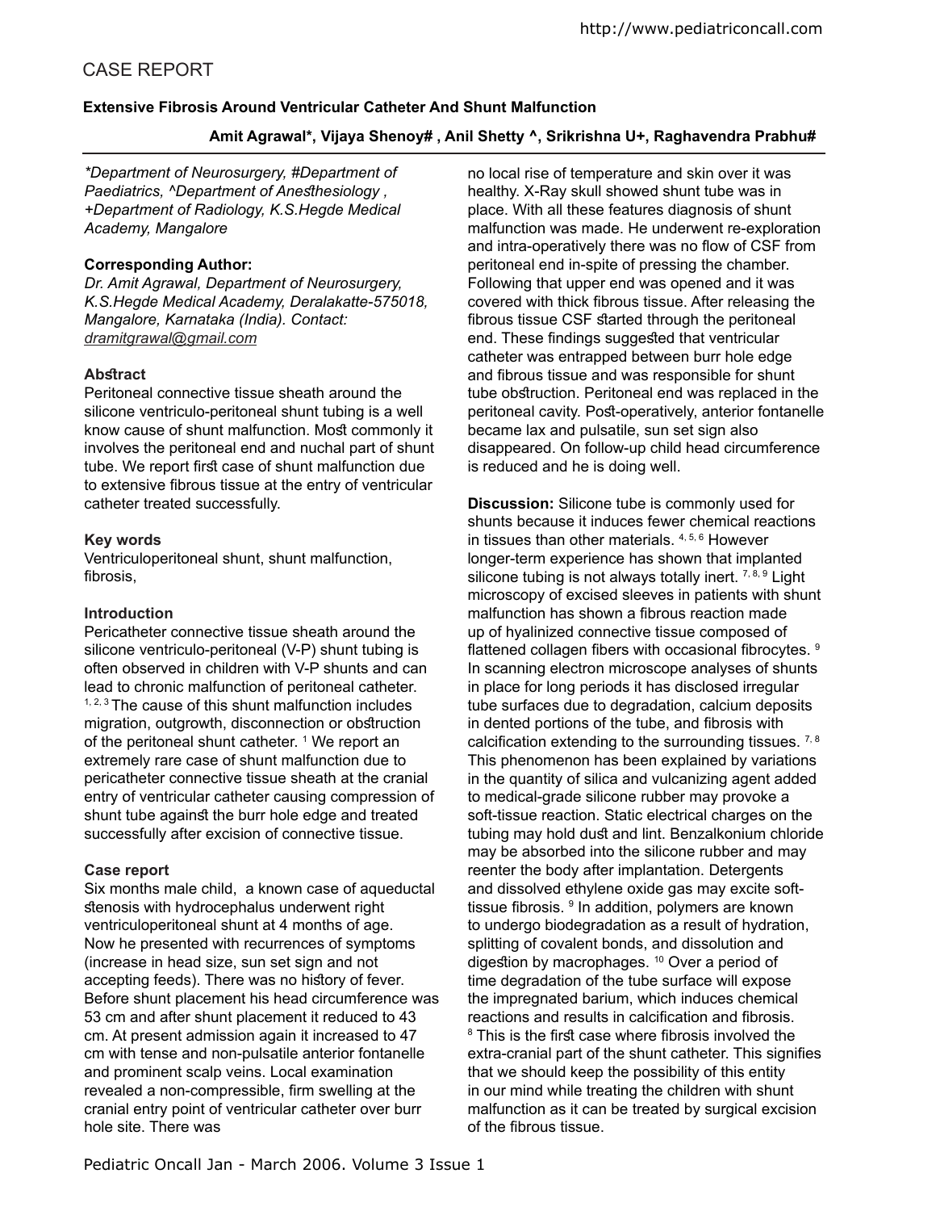CASE REPORT

### Extensive Fibrosis Around Ventricular Catheter And Shunt Malfunction

**Amit Agrawal*, Vijaya Shenoy# , Anil Shetty ^, Srikrishna U+, Raghavendra Prabhu#**

*\*Department of Neurosurgery, #Department of Paediatrics, ^Department of Anesthesiology , +Department of Radiology, K.S.Hegde Medical Academy, Mangalore*

**Corresponding Author:**
*Dr. Amit Agrawal, Department of Neurosurgery, K.S.Hegde Medical Academy, Deralakatte-575018, Mangalore, Karnataka (India). Contact: dramitgrawal@gmail.com*

**Abstract**
Peritoneal connective tissue sheath around the silicone ventriculo-peritoneal shunt tubing is a well know cause of shunt malfunction. Most commonly it involves the peritoneal end and nuchal part of shunt tube. We report first case of shunt malfunction due to extensive fibrous tissue at the entry of ventricular catheter treated successfully.

**Key words**
Ventriculoperitoneal shunt, shunt malfunction, fibrosis,

**Introduction**
Pericatheter connective tissue sheath around the silicone ventriculo-peritoneal (V-P) shunt tubing is often observed in children with V-P shunts and can lead to chronic malfunction of peritoneal catheter. [1, 2, 3] The cause of this shunt malfunction includes migration, outgrowth, disconnection or obstruction of the peritoneal shunt catheter. [1] We report an extremely rare case of shunt malfunction due to pericatheter connective tissue sheath at the cranial entry of ventricular catheter causing compression of shunt tube against the burr hole edge and treated successfully after excision of connective tissue.

**Case report**
Six months male child, a known case of aqueductal stenosis with hydrocephalus underwent right ventriculoperitoneal shunt at 4 months of age. Now he presented with recurrences of symptoms (increase in head size, sun set sign and not accepting feeds). There was no history of fever. Before shunt placement his head circumference was 53 cm and after shunt placement it reduced to 43 cm. At present admission again it increased to 47 cm with tense and non-pulsatile anterior fontanelle and prominent scalp veins. Local examination revealed a non-compressible, firm swelling at the cranial entry point of ventricular catheter over burr hole site. There was no local rise of temperature and skin over it was healthy. X-Ray skull showed shunt tube was in place. With all these features diagnosis of shunt malfunction was made. He underwent re-exploration and intra-operatively there was no flow of CSF from peritoneal end in-spite of pressing the chamber. Following that upper end was opened and it was covered with thick fibrous tissue. After releasing the fibrous tissue CSF started through the peritoneal end. These findings suggested that ventricular catheter was entrapped between burr hole edge and fibrous tissue and was responsible for shunt tube obstruction. Peritoneal end was replaced in the peritoneal cavity. Post-operatively, anterior fontanelle became lax and pulsatile, sun set sign also disappeared. On follow-up child head circumference is reduced and he is doing well.

**Discussion:** Silicone tube is commonly used for shunts because it induces fewer chemical reactions in tissues than other materials. [4, 5, 6] However longer-term experience has shown that implanted silicone tubing is not always totally inert. [7, 8, 9] Light microscopy of excised sleeves in patients with shunt malfunction has shown a fibrous reaction made up of hyalinized connective tissue composed of flattened collagen fibers with occasional fibrocytes. [9] In scanning electron microscope analyses of shunts in place for long periods it has disclosed irregular tube surfaces due to degradation, calcium deposits in dented portions of the tube, and fibrosis with calcification extending to the surrounding tissues. [7, 8] This phenomenon has been explained by variations in the quantity of silica and vulcanizing agent added to medical-grade silicone rubber may provoke a soft-tissue reaction. Static electrical charges on the tubing may hold dust and lint. Benzalkonium chloride may be absorbed into the silicone rubber and may reenter the body after implantation. Detergents and dissolved ethylene oxide gas may excite soft-tissue fibrosis. [9] In addition, polymers are known to undergo biodegradation as a result of hydration, splitting of covalent bonds, and dissolution and digestion by macrophages. [10] Over a period of time degradation of the tube surface will expose the impregnated barium, which induces chemical reactions and results in calcification and fibrosis. [8] This is the first case where fibrosis involved the extra-cranial part of the shunt catheter. This signifies that we should keep the possibility of this entity in our mind while treating the children with shunt malfunction as it can be treated by surgical excision of the fibrous tissue.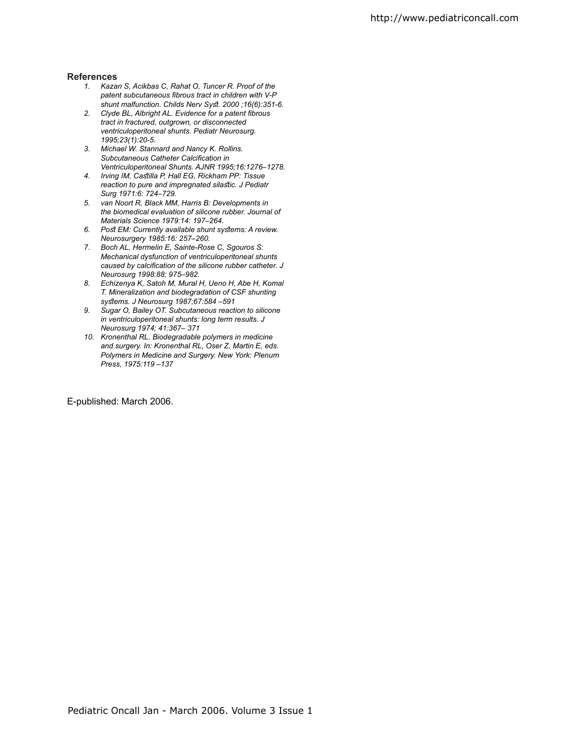**References**

1. *Kazan S, Acikbas C, Rahat O, Tuncer R. Proof of the patent subcutaneous fibrous tract in children with V-P shunt malfunction. Childs Nerv Syst. 2000 ;16(6):351-6.*
2. *Clyde BL, Albright AL. Evidence for a patent fibrous tract in fractured, outgrown, or disconnected ventriculoperitoneal shunts. Pediatr Neurosurg. 1995;23(1):20-5.*
3. *Michael W. Stannard and Nancy K. Rollins. Subcutaneous Catheter Calcification in Ventriculoperitoneal Shunts. AJNR 1995;16:1276–1278.*
4. *Irving IM, Castilla P, Hall EG, Rickham PP: Tissue reaction to pure and impregnated silastic. J Pediatr Surg 1971:6: 724–729.*
5. *van Noort R, Black MM, Harris B: Developments in the biomedical evaluation of silicone rubber. Journal of Materials Science 1979:14: 197–264.*
6. *Post EM: Currently available shunt systems: A review. Neurosurgery 1985:16: 257–260.*
7. *Boch AL, Hermelin E, Sainte-Rose C, Sgouros S: Mechanical dysfunction of ventriculoperitoneal shunts caused by calcification of the silicone rubber catheter. J Neurosurg 1998:88: 975–982.*
8. *Echizenya K, Satoh M, Mural H, Ueno H, Abe H, Komal T. Mineralization and biodegradation of CSF shunting systems. J Neurosurg 1987;67:584 –591*
9. *Sugar O, Bailey OT. Subcutaneous reaction to silicone in ventriculoperitoneal shunts: long term results. J Neurosurg 1974; 41:367– 371*
10. *Kronenthal RL. Biodegradable polymers in medicine and surgery. In: Kronenthal RL, Oser Z, Martin E, eds. Polymers in Medicine and Surgery. New York: Plenum Press, 1975:119 –137*

E-published: March 2006.